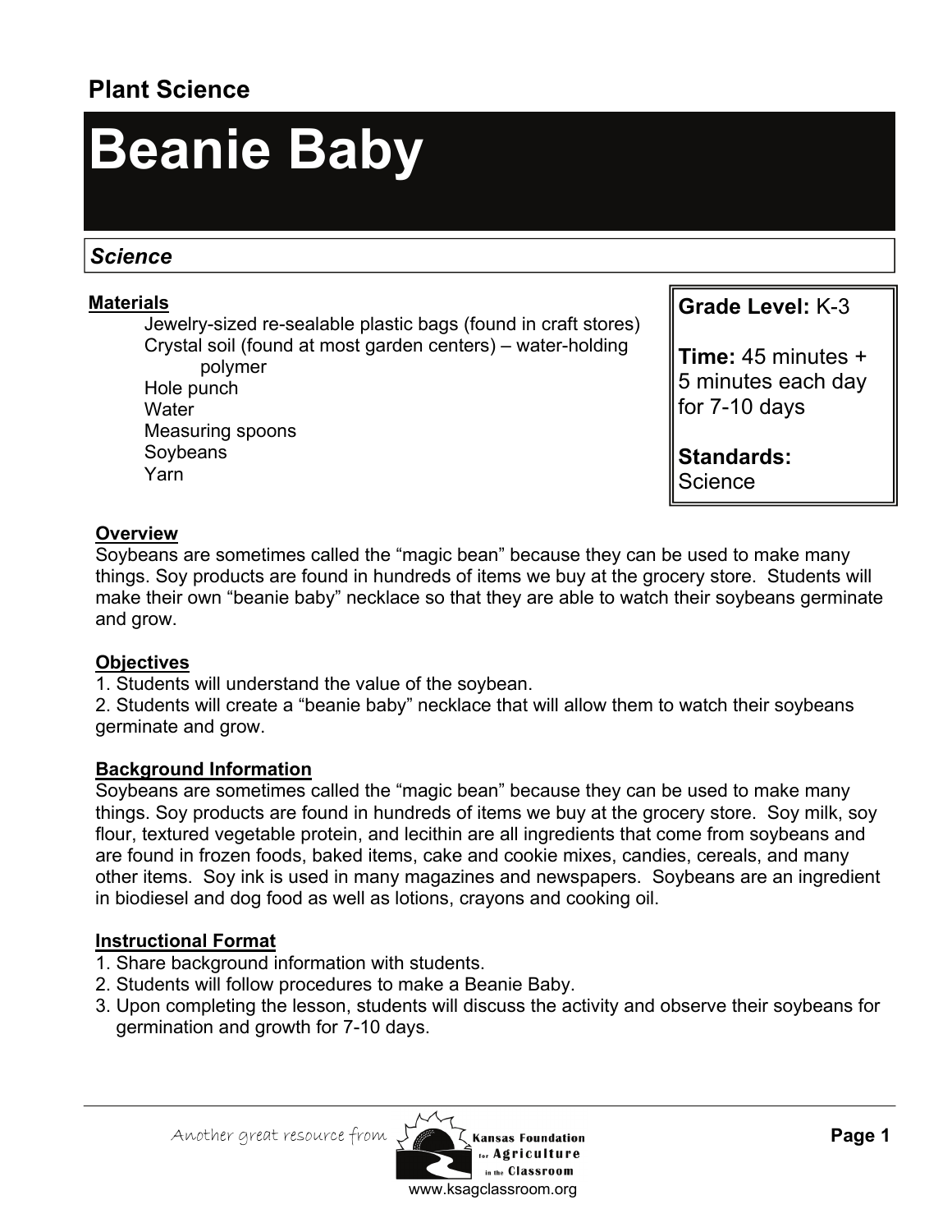**Plant Science**

# Beanie Baby

*Science*

**Materials**

- Jewelry-sized re-sealable plastic bags (found in craft stores)
- Crystal soil (found at most garden centers) – water-holding polymer
- Hole punch
- Water
- Measuring spoons
- Soybeans
- Yarn

**Grade Level:** K-3

**Time:** 45 minutes + 5 minutes each day for 7-10 days

**Standards:** Science

## Overview

Soybeans are sometimes called the "magic bean" because they can be used to make many things. Soy products are found in hundreds of items we buy at the grocery store. Students will make their own "beanie baby" necklace so that they are able to watch their soybeans germinate and grow.

## Objectives

1. Students will understand the value of the soybean.
2. Students will create a "beanie baby" necklace that will allow them to watch their soybeans germinate and grow.

## Background Information

Soybeans are sometimes called the "magic bean" because they can be used to make many things. Soy products are found in hundreds of items we buy at the grocery store. Soy milk, soy flour, textured vegetable protein, and lecithin are all ingredients that come from soybeans and are found in frozen foods, baked items, cake and cookie mixes, candies, cereals, and many other items. Soy ink is used in many magazines and newspapers. Soybeans are an ingredient in biodiesel and dog food as well as lotions, crayons and cooking oil.

## Instructional Format

1. Share background information with students.
2. Students will follow procedures to make a Beanie Baby.
3. Upon completing the lesson, students will discuss the activity and observe their soybeans for germination and growth for 7-10 days.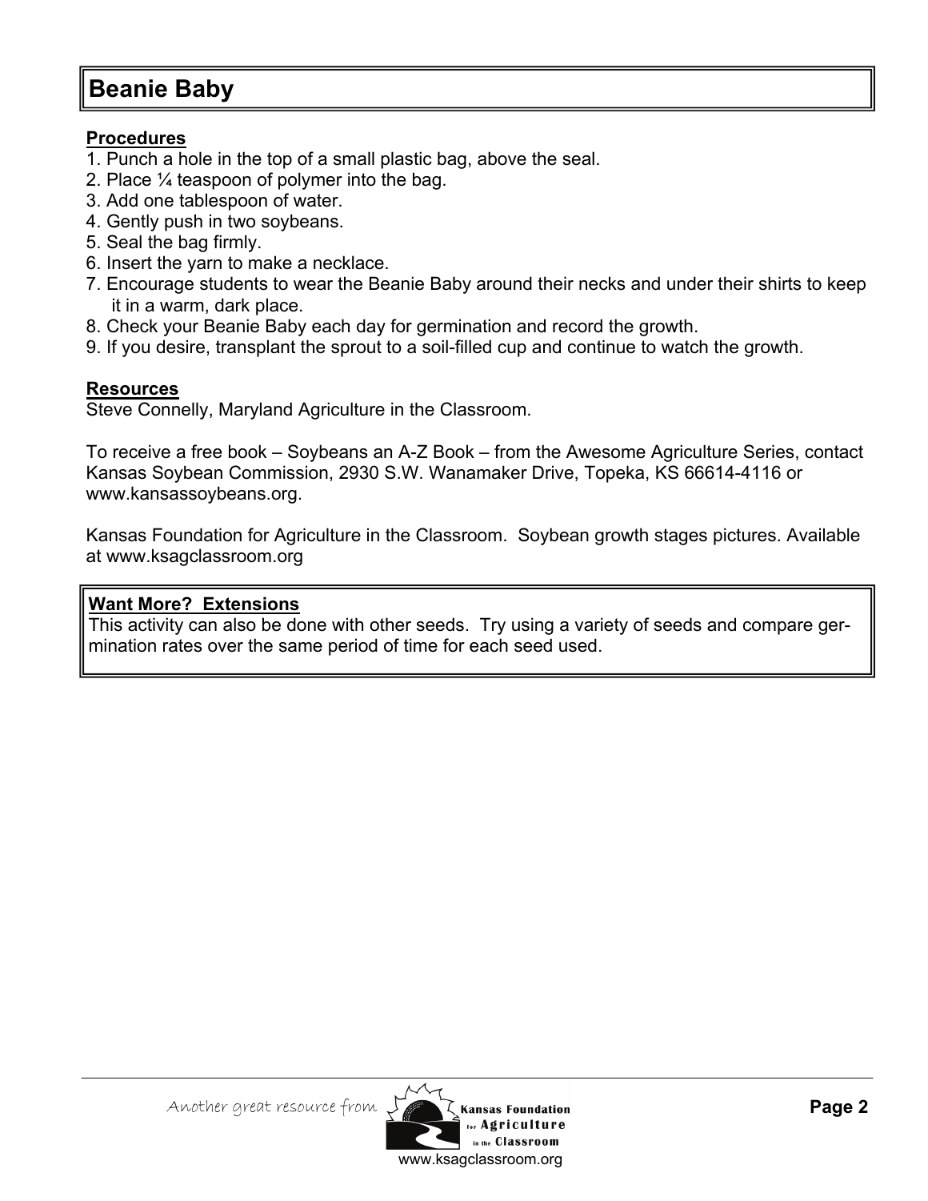# Beanie Baby

**Procedures**

1. Punch a hole in the top of a small plastic bag, above the seal.
2. Place ¼ teaspoon of polymer into the bag.
3. Add one tablespoon of water.
4. Gently push in two soybeans.
5. Seal the bag firmly.
6. Insert the yarn to make a necklace.
7. Encourage students to wear the Beanie Baby around their necks and under their shirts to keep it in a warm, dark place.
8. Check your Beanie Baby each day for germination and record the growth.
9. If you desire, transplant the sprout to a soil-filled cup and continue to watch the growth.

**Resources**

Steve Connelly, Maryland Agriculture in the Classroom.

To receive a free book – Soybeans an A-Z Book – from the Awesome Agriculture Series, contact Kansas Soybean Commission, 2930 S.W. Wanamaker Drive, Topeka, KS 66614-4116 or www.kansassoybeans.org.

Kansas Foundation for Agriculture in the Classroom. Soybean growth stages pictures. Available at www.ksagclassroom.org

**Want More? Extensions**

This activity can also be done with other seeds. Try using a variety of seeds and compare germination rates over the same period of time for each seed used.